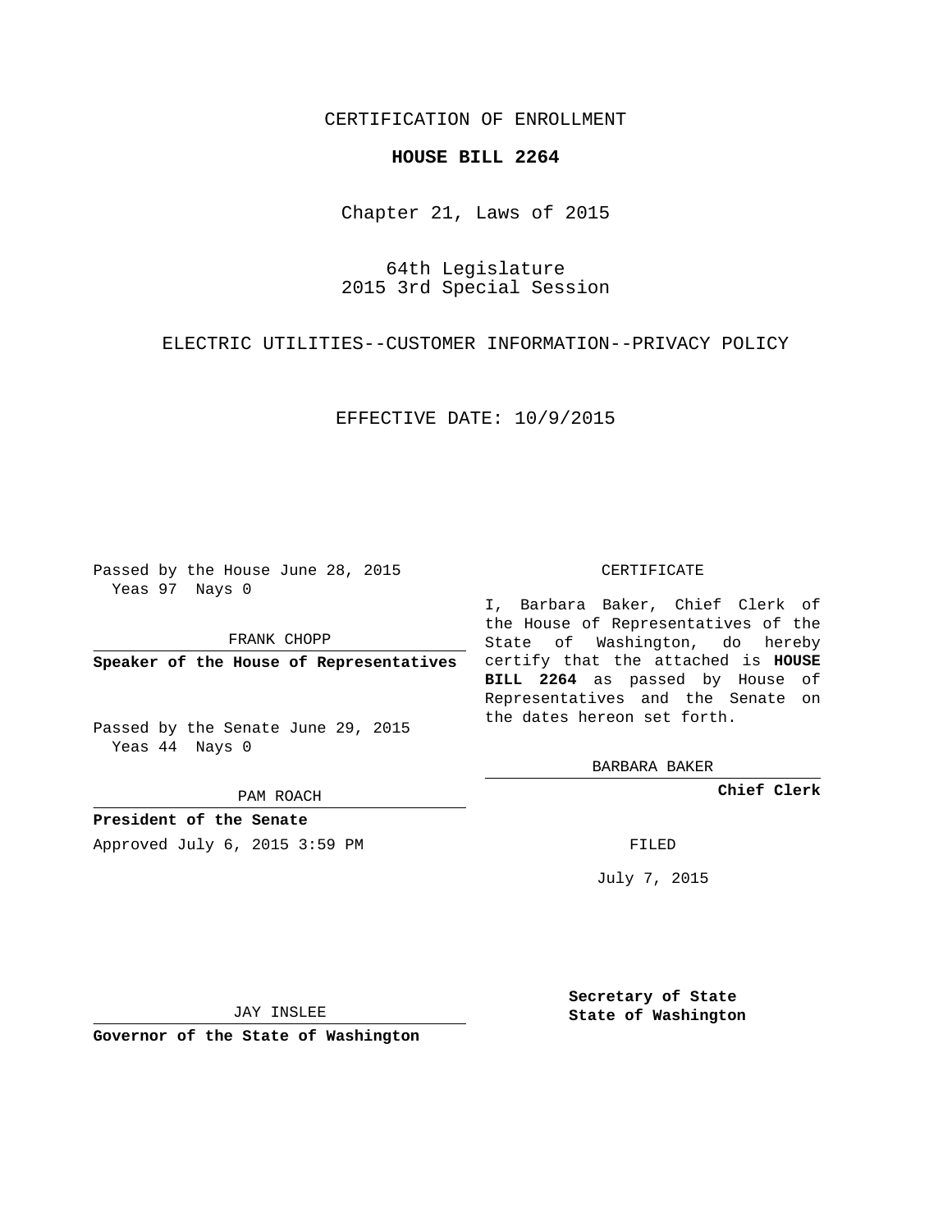CERTIFICATION OF ENROLLMENT

**HOUSE BILL 2264**

Chapter 21, Laws of 2015

64th Legislature
2015 3rd Special Session

ELECTRIC UTILITIES--CUSTOMER INFORMATION--PRIVACY POLICY

EFFECTIVE DATE: 10/9/2015

Passed by the House June 28, 2015
Yeas 97 Nays 0

FRANK CHOPP

**Speaker of the House of Representatives**

Passed by the Senate June 29, 2015
Yeas 44 Nays 0

PAM ROACH

**President of the Senate**

Approved July 6, 2015 3:59 PM

JAY INSLEE

**Governor of the State of Washington**

CERTIFICATE

I, Barbara Baker, Chief Clerk of the House of Representatives of the State of Washington, do hereby certify that the attached is **HOUSE BILL 2264** as passed by House of Representatives and the Senate on the dates hereon set forth.

BARBARA BAKER

**Chief Clerk**

FILED

July 7, 2015

**Secretary of State**
**State of Washington**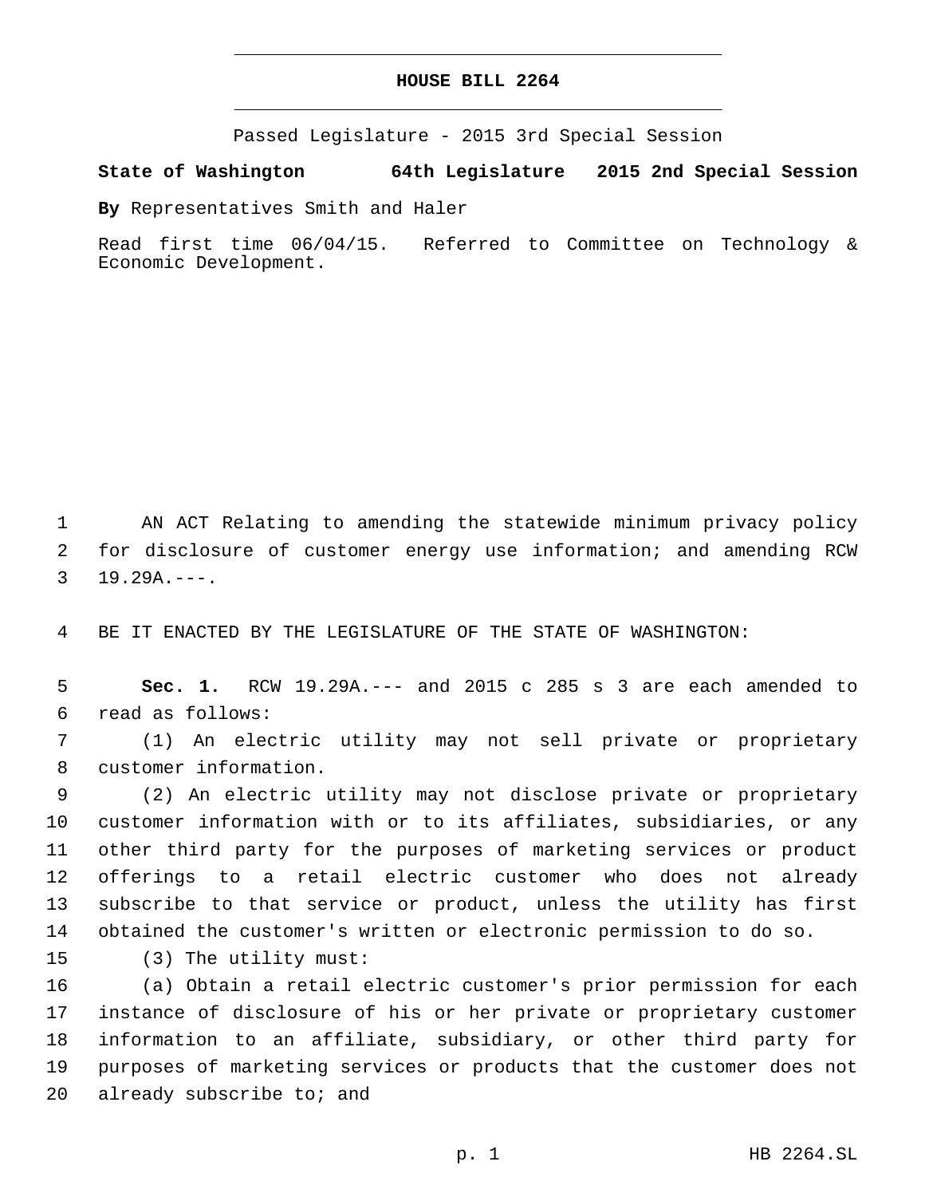# HOUSE BILL 2264

Passed Legislature - 2015 3rd Special Session

**State of Washington 64th Legislature 2015 2nd Special Session**

**By** Representatives Smith and Haler

Read first time 06/04/15. Referred to Committee on Technology & Economic Development.

AN ACT Relating to amending the statewide minimum privacy policy for disclosure of customer energy use information; and amending RCW 19.29A.---.

BE IT ENACTED BY THE LEGISLATURE OF THE STATE OF WASHINGTON:

**Sec. 1.** RCW 19.29A.--- and 2015 c 285 s 3 are each amended to read as follows:

(1) An electric utility may not sell private or proprietary customer information.

(2) An electric utility may not disclose private or proprietary customer information with or to its affiliates, subsidiaries, or any other third party for the purposes of marketing services or product offerings to a retail electric customer who does not already subscribe to that service or product, unless the utility has first obtained the customer's written or electronic permission to do so.

(3) The utility must:

(a) Obtain a retail electric customer's prior permission for each instance of disclosure of his or her private or proprietary customer information to an affiliate, subsidiary, or other third party for purposes of marketing services or products that the customer does not already subscribe to; and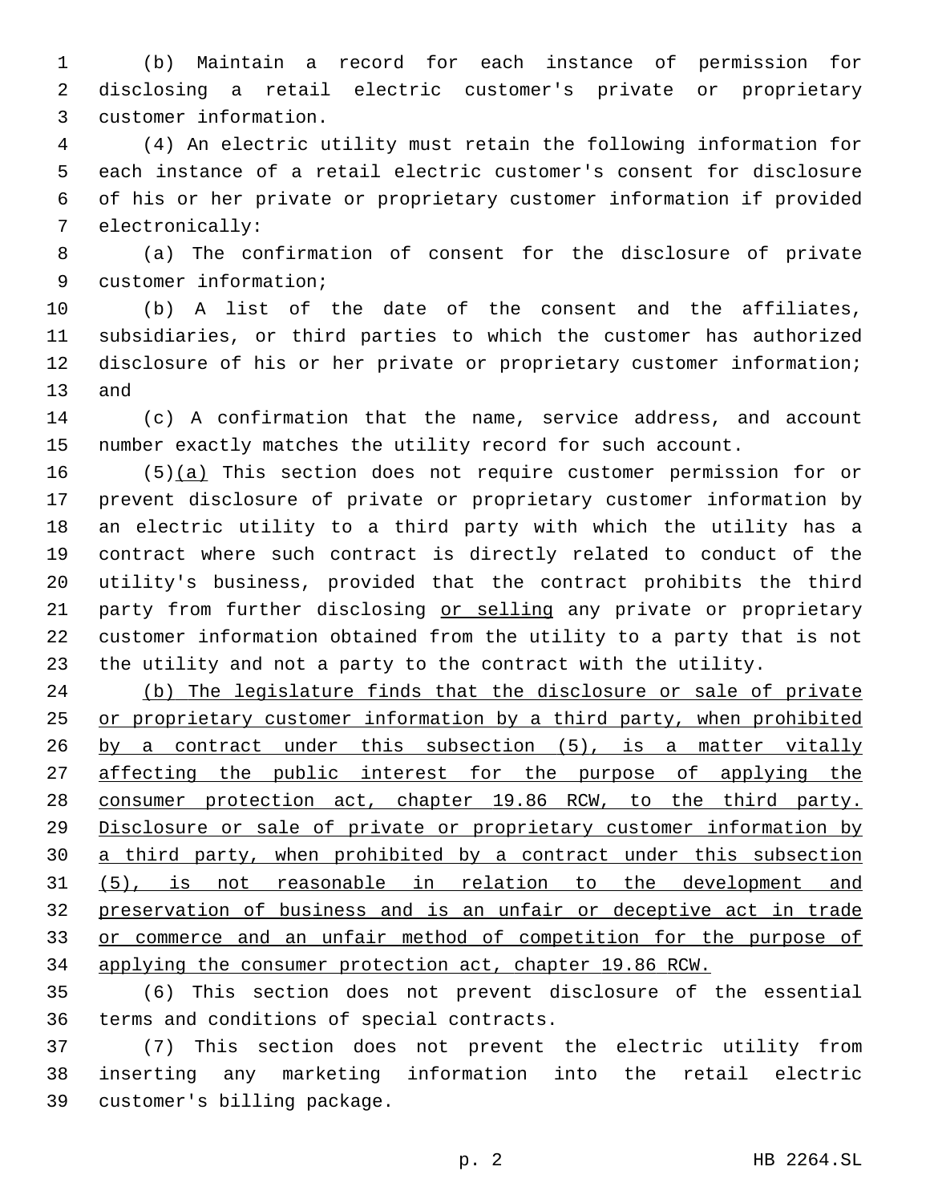(b) Maintain a record for each instance of permission for disclosing a retail electric customer's private or proprietary customer information.

(4) An electric utility must retain the following information for each instance of a retail electric customer's consent for disclosure of his or her private or proprietary customer information if provided electronically:

(a) The confirmation of consent for the disclosure of private customer information;

(b) A list of the date of the consent and the affiliates, subsidiaries, or third parties to which the customer has authorized disclosure of his or her private or proprietary customer information; and

(c) A confirmation that the name, service address, and account number exactly matches the utility record for such account.

(5)<u>(a)</u> This section does not require customer permission for or prevent disclosure of private or proprietary customer information by an electric utility to a third party with which the utility has a contract where such contract is directly related to conduct of the utility's business, provided that the contract prohibits the third party from further disclosing <u>or selling</u> any private or proprietary customer information obtained from the utility to a party that is not the utility and not a party to the contract with the utility.

<u>(b) The legislature finds that the disclosure or sale of private or proprietary customer information by a third party, when prohibited by a contract under this subsection (5), is a matter vitally affecting the public interest for the purpose of applying the consumer protection act, chapter 19.86 RCW, to the third party. Disclosure or sale of private or proprietary customer information by a third party, when prohibited by a contract under this subsection (5), is not reasonable in relation to the development and preservation of business and is an unfair or deceptive act in trade or commerce and an unfair method of competition for the purpose of applying the consumer protection act, chapter 19.86 RCW.</u>

(6) This section does not prevent disclosure of the essential terms and conditions of special contracts.

(7) This section does not prevent the electric utility from inserting any marketing information into the retail electric customer's billing package.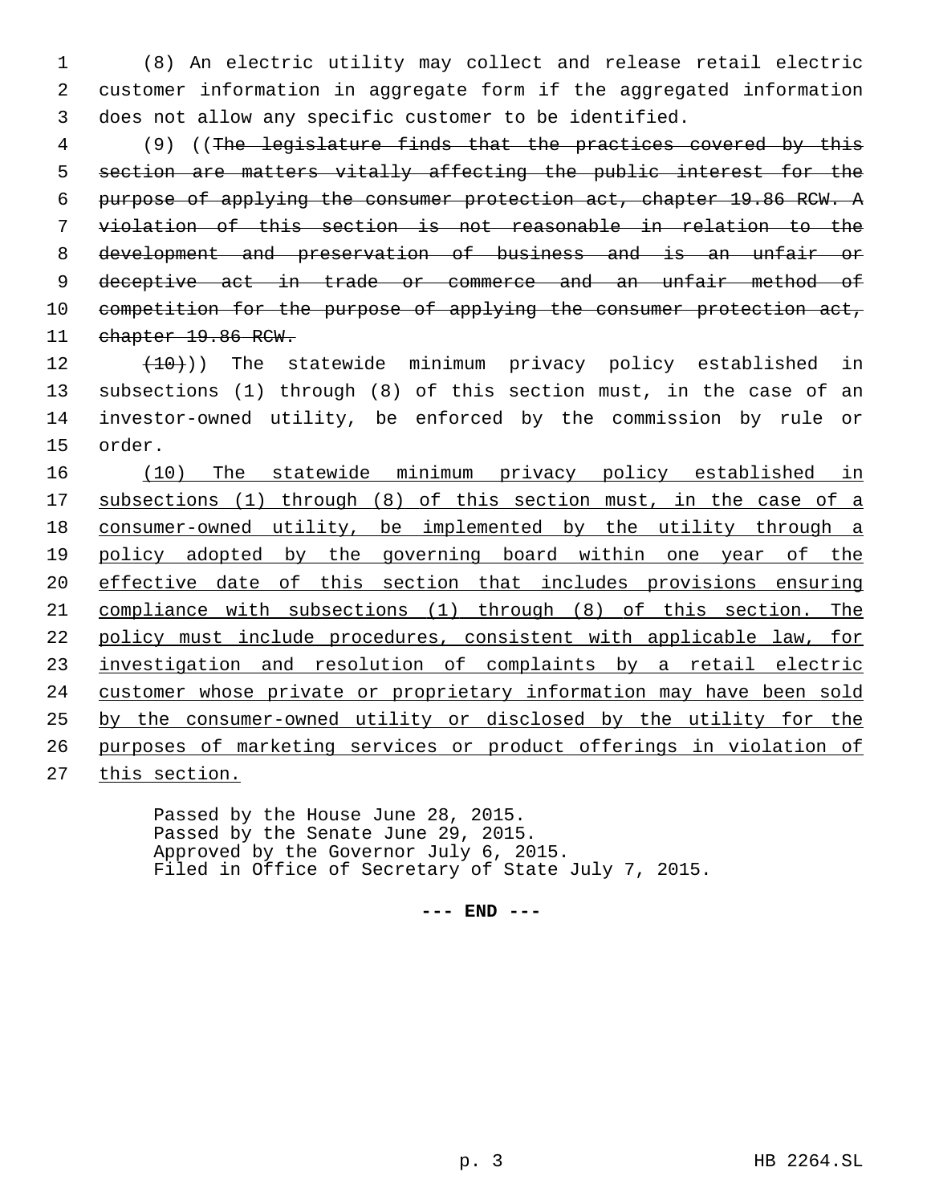(8) An electric utility may collect and release retail electric customer information in aggregate form if the aggregated information does not allow any specific customer to be identified.

(9) ((~~The legislature finds that the practices covered by this section are matters vitally affecting the public interest for the purpose of applying the consumer protection act, chapter 19.86 RCW. A violation of this section is not reasonable in relation to the development and preservation of business and is an unfair or deceptive act in trade or commerce and an unfair method of competition for the purpose of applying the consumer protection act, chapter 19.86 RCW.~~

~~(10)~~)) The statewide minimum privacy policy established in subsections (1) through (8) of this section must, in the case of an investor-owned utility, be enforced by the commission by rule or order.

<u>(10) The statewide minimum privacy policy established in subsections (1) through (8) of this section must, in the case of a consumer-owned utility, be implemented by the utility through a policy adopted by the governing board within one year of the effective date of this section that includes provisions ensuring compliance with subsections (1) through (8) of this section. The policy must include procedures, consistent with applicable law, for investigation and resolution of complaints by a retail electric customer whose private or proprietary information may have been sold by the consumer-owned utility or disclosed by the utility for the purposes of marketing services or product offerings in violation of this section.</u>

Passed by the House June 28, 2015.
Passed by the Senate June 29, 2015.
Approved by the Governor July 6, 2015.
Filed in Office of Secretary of State July 7, 2015.

**--- END ---**